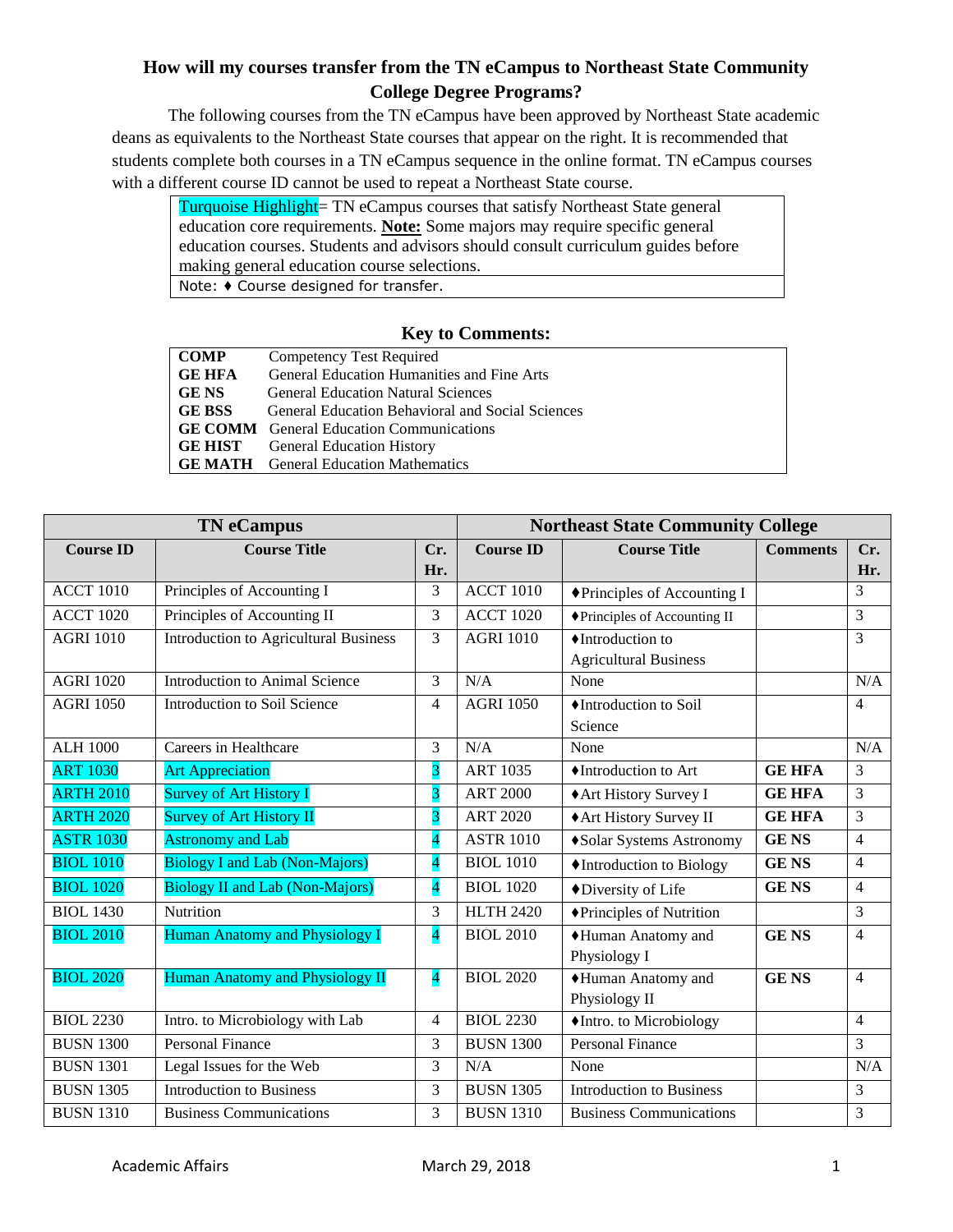# How will my courses transfer from the TN eCampus to Northeast State Community College Degree Programs?

The following courses from the TN eCampus have been approved by Northeast State academic deans as equivalents to the Northeast State courses that appear on the right. It is recommended that students complete both courses in a TN eCampus sequence in the online format. TN eCampus courses with a different course ID cannot be used to repeat a Northeast State course.

| |
|---|
| Turquoise Highlight= TN eCampus courses that satisfy Northeast State general education core requirements. **Note:** Some majors may require specific general education courses. Students and advisors should consult curriculum guides before making general education course selections. |
| Note: ♦ Course designed for transfer. |

## Key to Comments:

| | |
|---|---|
| **COMP** | Competency Test Required |
| **GE HFA** | General Education Humanities and Fine Arts |
| **GE NS** | General Education Natural Sciences |
| **GE BSS** | General Education Behavioral and Social Sciences |
| **GE COMM** | General Education Communications |
| **GE HIST** | General Education History |
| **GE MATH** | General Education Mathematics |

| TN eCampus | | | Northeast State Community College | | | |
|---|---|---|---|---|---|---|
| **Course ID** | **Course Title** | **Cr. Hr.** | **Course ID** | **Course Title** | **Comments** | **Cr. Hr.** |
| ACCT 1010 | Principles of Accounting I | 3 | ACCT 1010 | ♦Principles of Accounting I | | 3 |
| ACCT 1020 | Principles of Accounting II | 3 | ACCT 1020 | ♦Principles of Accounting II | | 3 |
| AGRI 1010 | Introduction to Agricultural Business | 3 | AGRI 1010 | ♦Introduction to Agricultural Business | | 3 |
| AGRI 1020 | Introduction to Animal Science | 3 | N/A | None | | N/A |
| AGRI 1050 | Introduction to Soil Science | 4 | AGRI 1050 | ♦Introduction to Soil Science | | 4 |
| ALH 1000 | Careers in Healthcare | 3 | N/A | None | | N/A |
| ART 1030 | Art Appreciation | 3 | ART 1035 | ♦Introduction to Art | **GE HFA** | 3 |
| ARTH 2010 | Survey of Art History I | 3 | ART 2000 | ♦Art History Survey I | **GE HFA** | 3 |
| ARTH 2020 | Survey of Art History II | 3 | ART 2020 | ♦Art History Survey II | **GE HFA** | 3 |
| ASTR 1030 | Astronomy and Lab | 4 | ASTR 1010 | ♦Solar Systems Astronomy | **GE NS** | 4 |
| BIOL 1010 | Biology I and Lab (Non-Majors) | 4 | BIOL 1010 | ♦Introduction to Biology | **GE NS** | 4 |
| BIOL 1020 | Biology II and Lab (Non-Majors) | 4 | BIOL 1020 | ♦Diversity of Life | **GE NS** | 4 |
| BIOL 1430 | Nutrition | 3 | HLTH 2420 | ♦Principles of Nutrition | | 3 |
| BIOL 2010 | Human Anatomy and Physiology I | 4 | BIOL 2010 | ♦Human Anatomy and Physiology I | **GE NS** | 4 |
| BIOL 2020 | Human Anatomy and Physiology II | 4 | BIOL 2020 | ♦Human Anatomy and Physiology II | **GE NS** | 4 |
| BIOL 2230 | Intro. to Microbiology with Lab | 4 | BIOL 2230 | ♦Intro. to Microbiology | | 4 |
| BUSN 1300 | Personal Finance | 3 | BUSN 1300 | Personal Finance | | 3 |
| BUSN 1301 | Legal Issues for the Web | 3 | N/A | None | | N/A |
| BUSN 1305 | Introduction to Business | 3 | BUSN 1305 | Introduction to Business | | 3 |
| BUSN 1310 | Business Communications | 3 | BUSN 1310 | Business Communications | | 3 |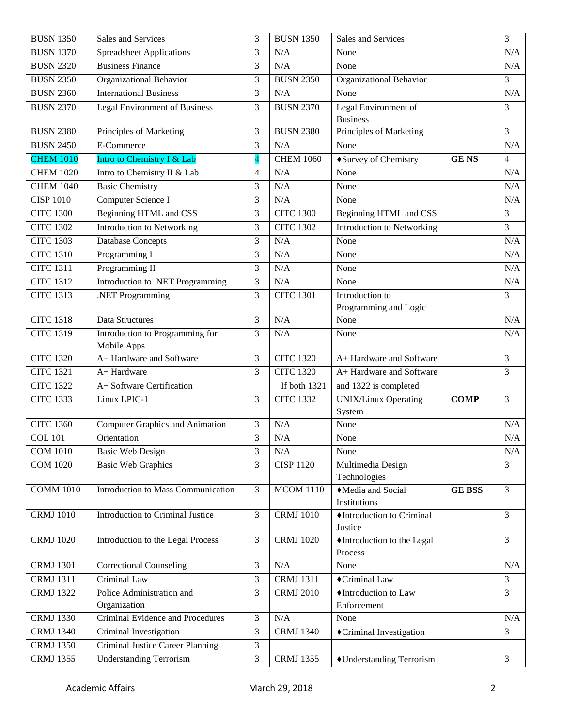| BUSN 1350 | Sales and Services | 3 | BUSN 1350 | Sales and Services | | 3 |
|---|---|---|---|---|---|---|
| BUSN 1370 | Spreadsheet Applications | 3 | N/A | None | | N/A |
| BUSN 2320 | Business Finance | 3 | N/A | None | | N/A |
| BUSN 2350 | Organizational Behavior | 3 | BUSN 2350 | Organizational Behavior | | 3 |
| BUSN 2360 | International Business | 3 | N/A | None | | N/A |
| BUSN 2370 | Legal Environment of Business | 3 | BUSN 2370 | Legal Environment of Business | | 3 |
| BUSN 2380 | Principles of Marketing | 3 | BUSN 2380 | Principles of Marketing | | 3 |
| BUSN 2450 | E-Commerce | 3 | N/A | None | | N/A |
| CHEM 1010 | Intro to Chemistry I & Lab | 4 | CHEM 1060 | ♦Survey of Chemistry | GE NS | 4 |
| CHEM 1020 | Intro to Chemistry II & Lab | 4 | N/A | None | | N/A |
| CHEM 1040 | Basic Chemistry | 3 | N/A | None | | N/A |
| CISP 1010 | Computer Science I | 3 | N/A | None | | N/A |
| CITC 1300 | Beginning HTML and CSS | 3 | CITC 1300 | Beginning HTML and CSS | | 3 |
| CITC 1302 | Introduction to Networking | 3 | CITC 1302 | Introduction to Networking | | 3 |
| CITC 1303 | Database Concepts | 3 | N/A | None | | N/A |
| CITC 1310 | Programming I | 3 | N/A | None | | N/A |
| CITC 1311 | Programming II | 3 | N/A | None | | N/A |
| CITC 1312 | Introduction to .NET Programming | 3 | N/A | None | | N/A |
| CITC 1313 | .NET Programming | 3 | CITC 1301 | Introduction to Programming and Logic | | 3 |
| CITC 1318 | Data Structures | 3 | N/A | None | | N/A |
| CITC 1319 | Introduction to Programming for Mobile Apps | 3 | N/A | None | | N/A |
| CITC 1320 | A+ Hardware and Software | 3 | CITC 1320 | A+ Hardware and Software | | 3 |
| CITC 1321 | A+ Hardware | 3 | CITC 1320 | A+ Hardware and Software | | 3 |
| CITC 1322 | A+ Software Certification | | If both 1321 | and 1322 is completed | | |
| CITC 1333 | Linux LPIC-1 | 3 | CITC 1332 | UNIX/Linux Operating System | COMP | 3 |
| CITC 1360 | Computer Graphics and Animation | 3 | N/A | None | | N/A |
| COL 101 | Orientation | 3 | N/A | None | | N/A |
| COM 1010 | Basic Web Design | 3 | N/A | None | | N/A |
| COM 1020 | Basic Web Graphics | 3 | CISP 1120 | Multimedia Design Technologies | | 3 |
| COMM 1010 | Introduction to Mass Communication | 3 | MCOM 1110 | ♦Media and Social Institutions | GE BSS | 3 |
| CRMJ 1010 | Introduction to Criminal Justice | 3 | CRMJ 1010 | ♦Introduction to Criminal Justice | | 3 |
| CRMJ 1020 | Introduction to the Legal Process | 3 | CRMJ 1020 | ♦Introduction to the Legal Process | | 3 |
| CRMJ 1301 | Correctional Counseling | 3 | N/A | None | | N/A |
| CRMJ 1311 | Criminal Law | 3 | CRMJ 1311 | ♦Criminal Law | | 3 |
| CRMJ 1322 | Police Administration and Organization | 3 | CRMJ 2010 | ♦Introduction to Law Enforcement | | 3 |
| CRMJ 1330 | Criminal Evidence and Procedures | 3 | N/A | None | | N/A |
| CRMJ 1340 | Criminal Investigation | 3 | CRMJ 1340 | ♦Criminal Investigation | | 3 |
| CRMJ 1350 | Criminal Justice Career Planning | 3 | | | | |
| CRMJ 1355 | Understanding Terrorism | 3 | CRMJ 1355 | ♦Understanding Terrorism | | 3 |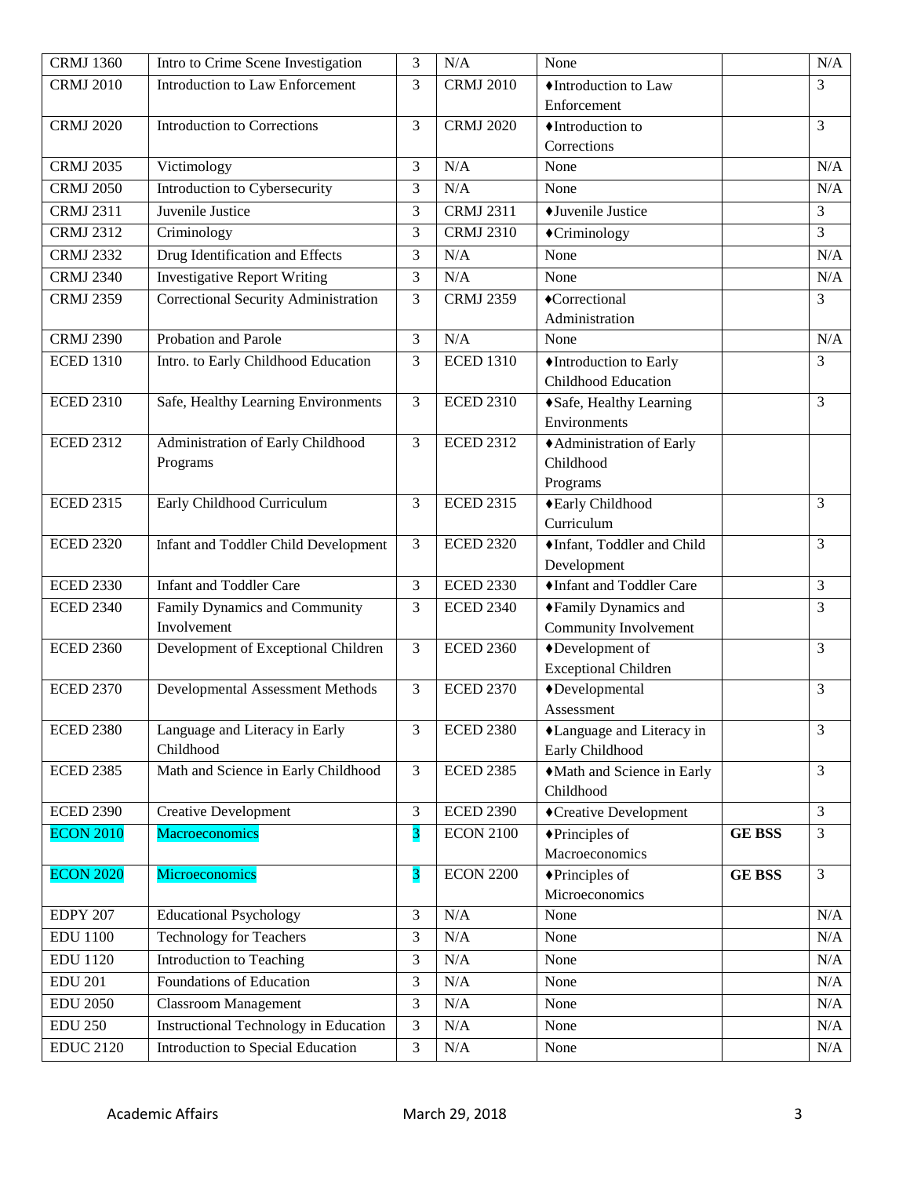| CRMJ 1360 | Intro to Crime Scene Investigation | 3 | N/A | None | | N/A |
|---|---|---|---|---|---|---|
| CRMJ 2010 | Introduction to Law Enforcement | 3 | CRMJ 2010 | ♦Introduction to Law Enforcement | | 3 |
| CRMJ 2020 | Introduction to Corrections | 3 | CRMJ 2020 | ♦Introduction to Corrections | | 3 |
| CRMJ 2035 | Victimology | 3 | N/A | None | | N/A |
| CRMJ 2050 | Introduction to Cybersecurity | 3 | N/A | None | | N/A |
| CRMJ 2311 | Juvenile Justice | 3 | CRMJ 2311 | ♦Juvenile Justice | | 3 |
| CRMJ 2312 | Criminology | 3 | CRMJ 2310 | ♦Criminology | | 3 |
| CRMJ 2332 | Drug Identification and Effects | 3 | N/A | None | | N/A |
| CRMJ 2340 | Investigative Report Writing | 3 | N/A | None | | N/A |
| CRMJ 2359 | Correctional Security Administration | 3 | CRMJ 2359 | ♦Correctional Administration | | 3 |
| CRMJ 2390 | Probation and Parole | 3 | N/A | None | | N/A |
| ECED 1310 | Intro. to Early Childhood Education | 3 | ECED 1310 | ♦Introduction to Early Childhood Education | | 3 |
| ECED 2310 | Safe, Healthy Learning Environments | 3 | ECED 2310 | ♦Safe, Healthy Learning Environments | | 3 |
| ECED 2312 | Administration of Early Childhood Programs | 3 | ECED 2312 | ♦Administration of Early Childhood Programs | | |
| ECED 2315 | Early Childhood Curriculum | 3 | ECED 2315 | ♦Early Childhood Curriculum | | 3 |
| ECED 2320 | Infant and Toddler Child Development | 3 | ECED 2320 | ♦Infant, Toddler and Child Development | | 3 |
| ECED 2330 | Infant and Toddler Care | 3 | ECED 2330 | ♦Infant and Toddler Care | | 3 |
| ECED 2340 | Family Dynamics and Community Involvement | 3 | ECED 2340 | ♦Family Dynamics and Community Involvement | | 3 |
| ECED 2360 | Development of Exceptional Children | 3 | ECED 2360 | ♦Development of Exceptional Children | | 3 |
| ECED 2370 | Developmental Assessment Methods | 3 | ECED 2370 | ♦Developmental Assessment | | 3 |
| ECED 2380 | Language and Literacy in Early Childhood | 3 | ECED 2380 | ♦Language and Literacy in Early Childhood | | 3 |
| ECED 2385 | Math and Science in Early Childhood | 3 | ECED 2385 | ♦Math and Science in Early Childhood | | 3 |
| ECED 2390 | Creative Development | 3 | ECED 2390 | ♦Creative Development | | 3 |
| ECON 2010 | Macroeconomics | 3 | ECON 2100 | ♦Principles of Macroeconomics | **GE BSS** | 3 |
| ECON 2020 | Microeconomics | 3 | ECON 2200 | ♦Principles of Microeconomics | **GE BSS** | 3 |
| EDPY 207 | Educational Psychology | 3 | N/A | None | | N/A |
| EDU 1100 | Technology for Teachers | 3 | N/A | None | | N/A |
| EDU 1120 | Introduction to Teaching | 3 | N/A | None | | N/A |
| EDU 201 | Foundations of Education | 3 | N/A | None | | N/A |
| EDU 2050 | Classroom Management | 3 | N/A | None | | N/A |
| EDU 250 | Instructional Technology in Education | 3 | N/A | None | | N/A |
| EDUC 2120 | Introduction to Special Education | 3 | N/A | None | | N/A |

Academic Affairs March 29, 2018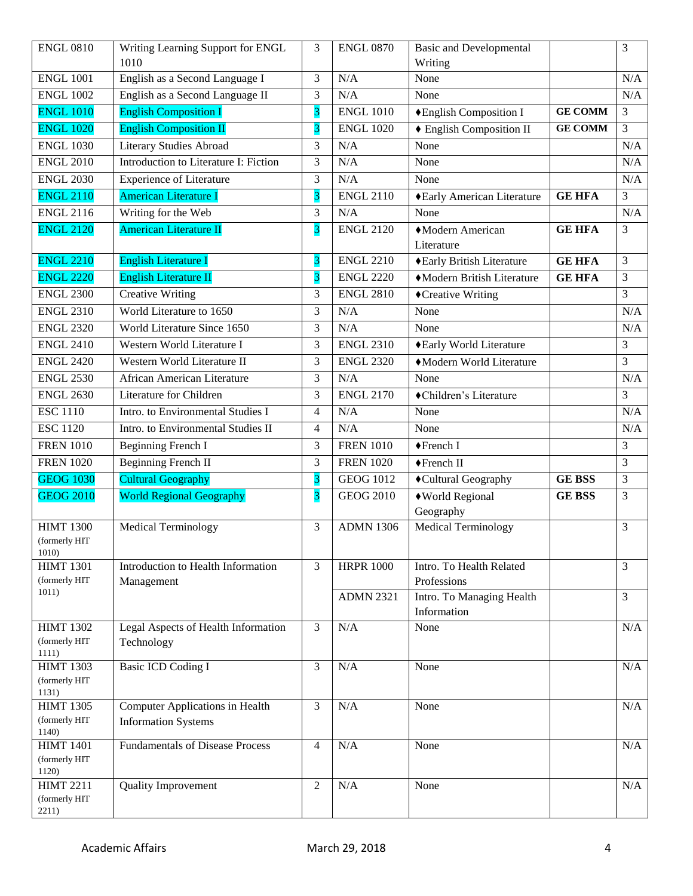| ENGL 0810 | Writing Learning Support for ENGL 1010 | 3 | ENGL 0870 | Basic and Developmental Writing | | 3 |
|---|---|---|---|---|---|---|
| ENGL 1001 | English as a Second Language I | 3 | N/A | None | | N/A |
| ENGL 1002 | English as a Second Language II | 3 | N/A | None | | N/A |
| ENGL 1010 | English Composition I | 3 | ENGL 1010 | ♦English Composition I | **GE COMM** | 3 |
| ENGL 1020 | English Composition II | 3 | ENGL 1020 | ♦ English Composition II | **GE COMM** | 3 |
| ENGL 1030 | Literary Studies Abroad | 3 | N/A | None | | N/A |
| ENGL 2010 | Introduction to Literature I: Fiction | 3 | N/A | None | | N/A |
| ENGL 2030 | Experience of Literature | 3 | N/A | None | | N/A |
| ENGL 2110 | American Literature I | 3 | ENGL 2110 | ♦Early American Literature | **GE HFA** | 3 |
| ENGL 2116 | Writing for the Web | 3 | N/A | None | | N/A |
| ENGL 2120 | American Literature II | 3 | ENGL 2120 | ♦Modern American Literature | **GE HFA** | 3 |
| ENGL 2210 | English Literature I | 3 | ENGL 2210 | ♦Early British Literature | **GE HFA** | 3 |
| ENGL 2220 | English Literature II | 3 | ENGL 2220 | ♦Modern British Literature | **GE HFA** | 3 |
| ENGL 2300 | Creative Writing | 3 | ENGL 2810 | ♦Creative Writing | | 3 |
| ENGL 2310 | World Literature to 1650 | 3 | N/A | None | | N/A |
| ENGL 2320 | World Literature Since 1650 | 3 | N/A | None | | N/A |
| ENGL 2410 | Western World Literature I | 3 | ENGL 2310 | ♦Early World Literature | | 3 |
| ENGL 2420 | Western World Literature II | 3 | ENGL 2320 | ♦Modern World Literature | | 3 |
| ENGL 2530 | African American Literature | 3 | N/A | None | | N/A |
| ENGL 2630 | Literature for Children | 3 | ENGL 2170 | ♦Children's Literature | | 3 |
| ESC 1110 | Intro. to Environmental Studies I | 4 | N/A | None | | N/A |
| ESC 1120 | Intro. to Environmental Studies II | 4 | N/A | None | | N/A |
| FREN 1010 | Beginning French I | 3 | FREN 1010 | ♦French I | | 3 |
| FREN 1020 | Beginning French II | 3 | FREN 1020 | ♦French II | | 3 |
| GEOG 1030 | Cultural Geography | 3 | GEOG 1012 | ♦Cultural Geography | **GE BSS** | 3 |
| GEOG 2010 | World Regional Geography | 3 | GEOG 2010 | ♦World Regional Geography | **GE BSS** | 3 |
| HIMT 1300 (formerly HIT 1010) | Medical Terminology | 3 | ADMN 1306 | Medical Terminology | | 3 |
| HIMT 1301 (formerly HIT 1011) | Introduction to Health Information Management | 3 | HRPR 1000 | Intro. To Health Related Professions | | 3 |
| | | | ADMN 2321 | Intro. To Managing Health Information | | 3 |
| HIMT 1302 (formerly HIT 1111) | Legal Aspects of Health Information Technology | 3 | N/A | None | | N/A |
| HIMT 1303 (formerly HIT 1131) | Basic ICD Coding I | 3 | N/A | None | | N/A |
| HIMT 1305 (formerly HIT 1140) | Computer Applications in Health Information Systems | 3 | N/A | None | | N/A |
| HIMT 1401 (formerly HIT 1120) | Fundamentals of Disease Process | 4 | N/A | None | | N/A |
| HIMT 2211 (formerly HIT 2211) | Quality Improvement | 2 | N/A | None | | N/A |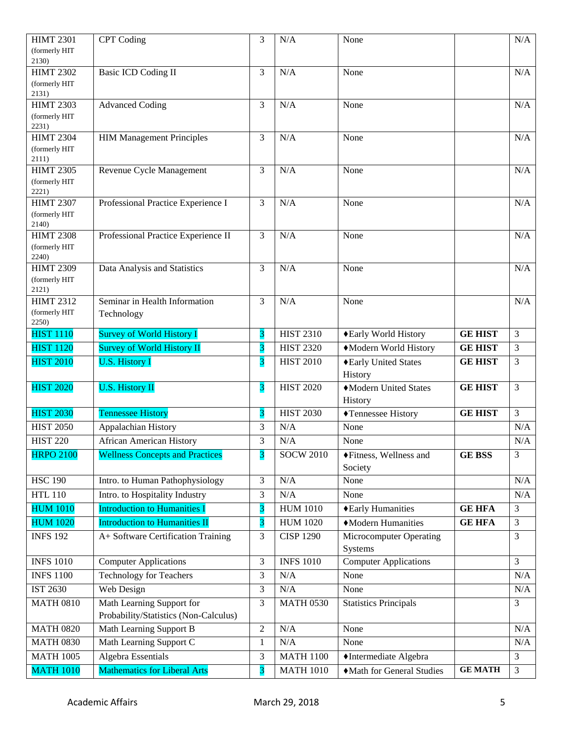| | | | | | | |
|---|---|---|---|---|---|---|
| HIMT 2301 (formerly HIT 2130) | CPT Coding | 3 | N/A | None | | N/A |
| HIMT 2302 (formerly HIT 2131) | Basic ICD Coding II | 3 | N/A | None | | N/A |
| HIMT 2303 (formerly HIT 2231) | Advanced Coding | 3 | N/A | None | | N/A |
| HIMT 2304 (formerly HIT 2111) | HIM Management Principles | 3 | N/A | None | | N/A |
| HIMT 2305 (formerly HIT 2221) | Revenue Cycle Management | 3 | N/A | None | | N/A |
| HIMT 2307 (formerly HIT 2140) | Professional Practice Experience I | 3 | N/A | None | | N/A |
| HIMT 2308 (formerly HIT 2240) | Professional Practice Experience II | 3 | N/A | None | | N/A |
| HIMT 2309 (formerly HIT 2121) | Data Analysis and Statistics | 3 | N/A | None | | N/A |
| HIMT 2312 (formerly HIT 2250) | Seminar in Health Information Technology | 3 | N/A | None | | N/A |
| HIST 1110 | Survey of World History I | 3 | HIST 2310 | ♦Early World History | **GE HIST** | 3 |
| HIST 1120 | Survey of World History II | 3 | HIST 2320 | ♦Modern World History | **GE HIST** | 3 |
| HIST 2010 | U.S. History I | 3 | HIST 2010 | ♦Early United States History | **GE HIST** | 3 |
| HIST 2020 | U.S. History II | 3 | HIST 2020 | ♦Modern United States History | **GE HIST** | 3 |
| HIST 2030 | Tennessee History | 3 | HIST 2030 | ♦Tennessee History | **GE HIST** | 3 |
| HIST 2050 | Appalachian History | 3 | N/A | None | | N/A |
| HIST 220 | African American History | 3 | N/A | None | | N/A |
| HRPO 2100 | Wellness Concepts and Practices | 3 | SOCW 2010 | ♦Fitness, Wellness and Society | **GE BSS** | 3 |
| HSC 190 | Intro. to Human Pathophysiology | 3 | N/A | None | | N/A |
| HTL 110 | Intro. to Hospitality Industry | 3 | N/A | None | | N/A |
| HUM 1010 | Introduction to Humanities I | 3 | HUM 1010 | ♦Early Humanities | **GE HFA** | 3 |
| HUM 1020 | Introduction to Humanities II | 3 | HUM 1020 | ♦Modern Humanities | **GE HFA** | 3 |
| INFS 192 | A+ Software Certification Training | 3 | CISP 1290 | Microcomputer Operating Systems | | 3 |
| INFS 1010 | Computer Applications | 3 | INFS 1010 | Computer Applications | | 3 |
| INFS 1100 | Technology for Teachers | 3 | N/A | None | | N/A |
| IST 2630 | Web Design | 3 | N/A | None | | N/A |
| MATH 0810 | Math Learning Support for Probability/Statistics (Non-Calculus) | 3 | MATH 0530 | Statistics Principals | | 3 |
| MATH 0820 | Math Learning Support B | 2 | N/A | None | | N/A |
| MATH 0830 | Math Learning Support C | 1 | N/A | None | | N/A |
| MATH 1005 | Algebra Essentials | 3 | MATH 1100 | ♦Intermediate Algebra | | 3 |
| MATH 1010 | Mathematics for Liberal Arts | 3 | MATH 1010 | ♦Math for General Studies | **GE MATH** | 3 |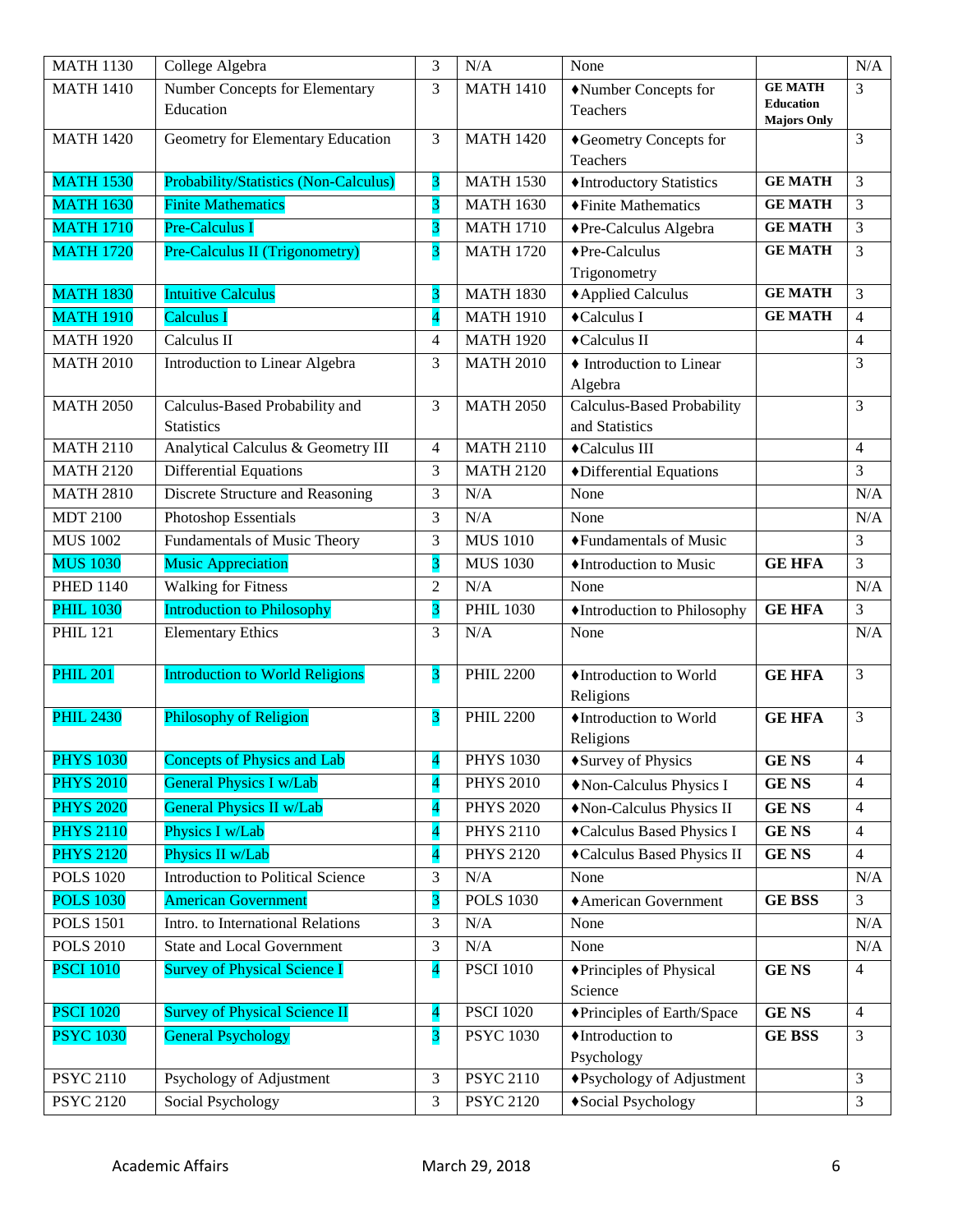| MATH 1130 | College Algebra | 3 | N/A | None | | N/A |
|---|---|---|---|---|---|---|
| MATH 1410 | Number Concepts for Elementary Education | 3 | MATH 1410 | ♦Number Concepts for Teachers | **GE MATH Education Majors Only** | 3 |
| MATH 1420 | Geometry for Elementary Education | 3 | MATH 1420 | ♦Geometry Concepts for Teachers | | 3 |
| MATH 1530 | Probability/Statistics (Non-Calculus) | 3 | MATH 1530 | ♦Introductory Statistics | **GE MATH** | 3 |
| MATH 1630 | Finite Mathematics | 3 | MATH 1630 | ♦Finite Mathematics | **GE MATH** | 3 |
| MATH 1710 | Pre-Calculus I | 3 | MATH 1710 | ♦Pre-Calculus Algebra | **GE MATH** | 3 |
| MATH 1720 | Pre-Calculus II (Trigonometry) | 3 | MATH 1720 | ♦Pre-Calculus Trigonometry | **GE MATH** | 3 |
| MATH 1830 | Intuitive Calculus | 3 | MATH 1830 | ♦Applied Calculus | **GE MATH** | 3 |
| MATH 1910 | Calculus I | 4 | MATH 1910 | ♦Calculus I | **GE MATH** | 4 |
| MATH 1920 | Calculus II | 4 | MATH 1920 | ♦Calculus II | | 4 |
| MATH 2010 | Introduction to Linear Algebra | 3 | MATH 2010 | ♦ Introduction to Linear Algebra | | 3 |
| MATH 2050 | Calculus-Based Probability and Statistics | 3 | MATH 2050 | Calculus-Based Probability and Statistics | | 3 |
| MATH 2110 | Analytical Calculus & Geometry III | 4 | MATH 2110 | ♦Calculus III | | 4 |
| MATH 2120 | Differential Equations | 3 | MATH 2120 | ♦Differential Equations | | 3 |
| MATH 2810 | Discrete Structure and Reasoning | 3 | N/A | None | | N/A |
| MDT 2100 | Photoshop Essentials | 3 | N/A | None | | N/A |
| MUS 1002 | Fundamentals of Music Theory | 3 | MUS 1010 | ♦Fundamentals of Music | | 3 |
| MUS 1030 | Music Appreciation | 3 | MUS 1030 | ♦Introduction to Music | **GE HFA** | 3 |
| PHED 1140 | Walking for Fitness | 2 | N/A | None | | N/A |
| PHIL 1030 | Introduction to Philosophy | 3 | PHIL 1030 | ♦Introduction to Philosophy | **GE HFA** | 3 |
| PHIL 121 | Elementary Ethics | 3 | N/A | None | | N/A |
| PHIL 201 | Introduction to World Religions | 3 | PHIL 2200 | ♦Introduction to World Religions | **GE HFA** | 3 |
| PHIL 2430 | Philosophy of Religion | 3 | PHIL 2200 | ♦Introduction to World Religions | **GE HFA** | 3 |
| PHYS 1030 | Concepts of Physics and Lab | 4 | PHYS 1030 | ♦Survey of Physics | **GE NS** | 4 |
| PHYS 2010 | General Physics I w/Lab | 4 | PHYS 2010 | ♦Non-Calculus Physics I | **GE NS** | 4 |
| PHYS 2020 | General Physics II w/Lab | 4 | PHYS 2020 | ♦Non-Calculus Physics II | **GE NS** | 4 |
| PHYS 2110 | Physics I w/Lab | 4 | PHYS 2110 | ♦Calculus Based Physics I | **GE NS** | 4 |
| PHYS 2120 | Physics II w/Lab | 4 | PHYS 2120 | ♦Calculus Based Physics II | **GE NS** | 4 |
| POLS 1020 | Introduction to Political Science | 3 | N/A | None | | N/A |
| POLS 1030 | American Government | 3 | POLS 1030 | ♦American Government | **GE BSS** | 3 |
| POLS 1501 | Intro. to International Relations | 3 | N/A | None | | N/A |
| POLS 2010 | State and Local Government | 3 | N/A | None | | N/A |
| PSCI 1010 | Survey of Physical Science I | 4 | PSCI 1010 | ♦Principles of Physical Science | **GE NS** | 4 |
| PSCI 1020 | Survey of Physical Science II | 4 | PSCI 1020 | ♦Principles of Earth/Space | **GE NS** | 4 |
| PSYC 1030 | General Psychology | 3 | PSYC 1030 | ♦Introduction to Psychology | **GE BSS** | 3 |
| PSYC 2110 | Psychology of Adjustment | 3 | PSYC 2110 | ♦Psychology of Adjustment | | 3 |
| PSYC 2120 | Social Psychology | 3 | PSYC 2120 | ♦Social Psychology | | 3 |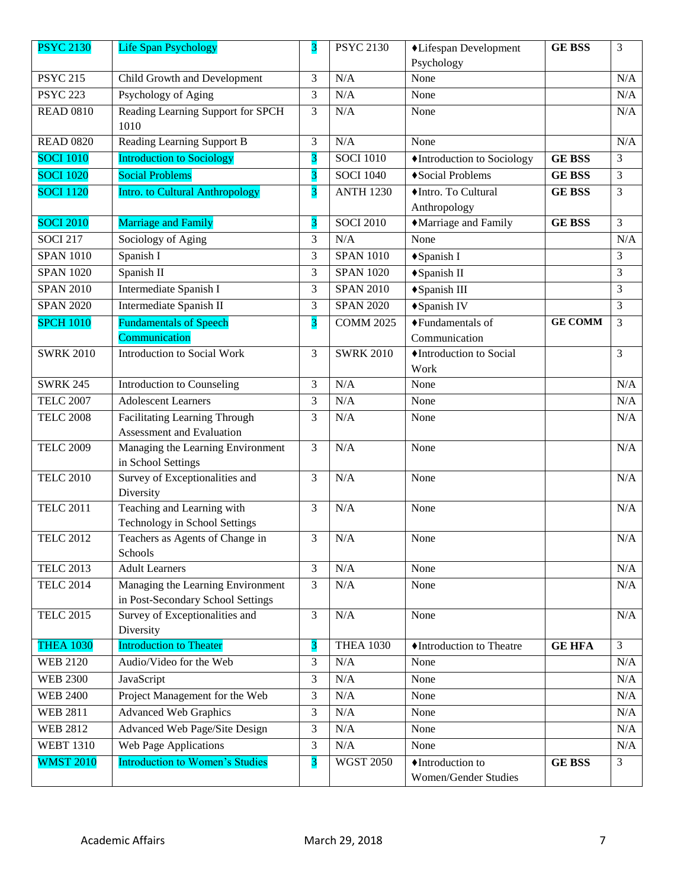| | | | | | | |
|---|---|---|---|---|---|---|
| PSYC 2130 | Life Span Psychology | 3 | PSYC 2130 | ♦Lifespan Development Psychology | **GE BSS** | 3 |
| PSYC 215 | Child Growth and Development | 3 | N/A | None | | N/A |
| PSYC 223 | Psychology of Aging | 3 | N/A | None | | N/A |
| READ 0810 | Reading Learning Support for SPCH 1010 | 3 | N/A | None | | N/A |
| READ 0820 | Reading Learning Support B | 3 | N/A | None | | N/A |
| SOCI 1010 | Introduction to Sociology | 3 | SOCI 1010 | ♦Introduction to Sociology | **GE BSS** | 3 |
| SOCI 1020 | Social Problems | 3 | SOCI 1040 | ♦Social Problems | **GE BSS** | 3 |
| SOCI 1120 | Intro. to Cultural Anthropology | 3 | ANTH 1230 | ♦Intro. To Cultural Anthropology | **GE BSS** | 3 |
| SOCI 2010 | Marriage and Family | 3 | SOCI 2010 | ♦Marriage and Family | **GE BSS** | 3 |
| SOCI 217 | Sociology of Aging | 3 | N/A | None | | N/A |
| SPAN 1010 | Spanish I | 3 | SPAN 1010 | ♦Spanish I | | 3 |
| SPAN 1020 | Spanish II | 3 | SPAN 1020 | ♦Spanish II | | 3 |
| SPAN 2010 | Intermediate Spanish I | 3 | SPAN 2010 | ♦Spanish III | | 3 |
| SPAN 2020 | Intermediate Spanish II | 3 | SPAN 2020 | ♦Spanish IV | | 3 |
| SPCH 1010 | Fundamentals of Speech Communication | 3 | COMM 2025 | ♦Fundamentals of Communication | **GE COMM** | 3 |
| SWRK 2010 | Introduction to Social Work | 3 | SWRK 2010 | ♦Introduction to Social Work | | 3 |
| SWRK 245 | Introduction to Counseling | 3 | N/A | None | | N/A |
| TELC 2007 | Adolescent Learners | 3 | N/A | None | | N/A |
| TELC 2008 | Facilitating Learning Through Assessment and Evaluation | 3 | N/A | None | | N/A |
| TELC 2009 | Managing the Learning Environment in School Settings | 3 | N/A | None | | N/A |
| TELC 2010 | Survey of Exceptionalities and Diversity | 3 | N/A | None | | N/A |
| TELC 2011 | Teaching and Learning with Technology in School Settings | 3 | N/A | None | | N/A |
| TELC 2012 | Teachers as Agents of Change in Schools | 3 | N/A | None | | N/A |
| TELC 2013 | Adult Learners | 3 | N/A | None | | N/A |
| TELC 2014 | Managing the Learning Environment in Post-Secondary School Settings | 3 | N/A | None | | N/A |
| TELC 2015 | Survey of Exceptionalities and Diversity | 3 | N/A | None | | N/A |
| THEA 1030 | Introduction to Theater | 3 | THEA 1030 | ♦Introduction to Theatre | **GE HFA** | 3 |
| WEB 2120 | Audio/Video for the Web | 3 | N/A | None | | N/A |
| WEB 2300 | JavaScript | 3 | N/A | None | | N/A |
| WEB 2400 | Project Management for the Web | 3 | N/A | None | | N/A |
| WEB 2811 | Advanced Web Graphics | 3 | N/A | None | | N/A |
| WEB 2812 | Advanced Web Page/Site Design | 3 | N/A | None | | N/A |
| WEBT 1310 | Web Page Applications | 3 | N/A | None | | N/A |
| WMST 2010 | Introduction to Women's Studies | 3 | WGST 2050 | ♦Introduction to Women/Gender Studies | **GE BSS** | 3 |